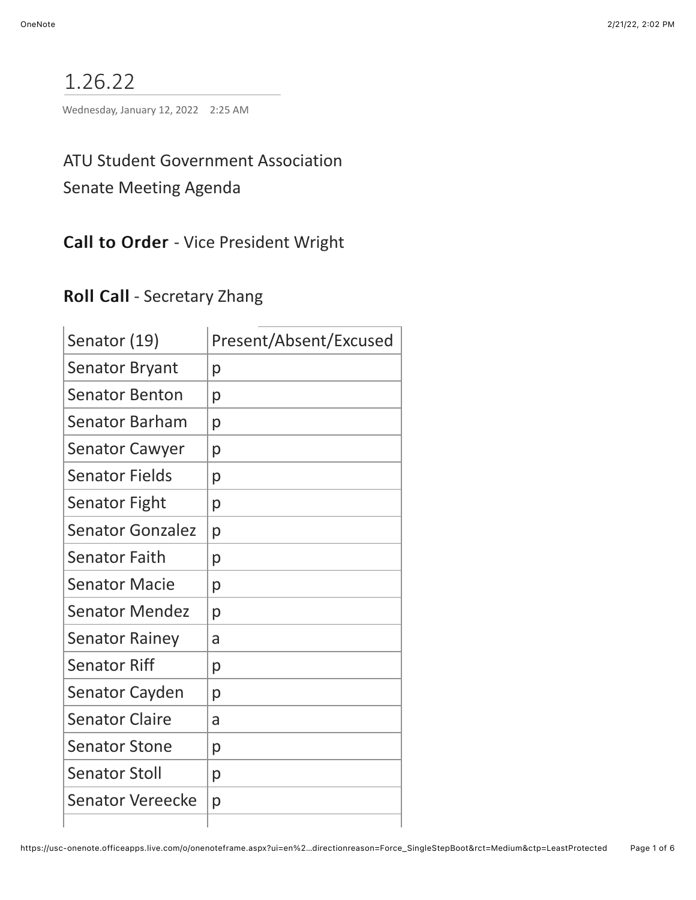# 1.26.22

Wednesday, January 12, 2022 2:25 AM

ATU Student Government Association

Senate Meeting Agenda

**Call to Order** - Vice President Wright

**Roll Call** - Secretary Zhang

| Senator (19) | Present/Absent/Excused |
|---|---|
| Senator Bryant | p |
| Senator Benton | p |
| Senator Barham | p |
| Senator Cawyer | p |
| Senator Fields | p |
| Senator Fight | p |
| Senator Gonzalez | p |
| Senator Faith | p |
| Senator Macie | p |
| Senator Mendez | p |
| Senator Rainey | a |
| Senator Riff | p |
| Senator Cayden | p |
| Senator Claire | a |
| Senator Stone | p |
| Senator Stoll | p |
| Senator Vereecke | p |
| | |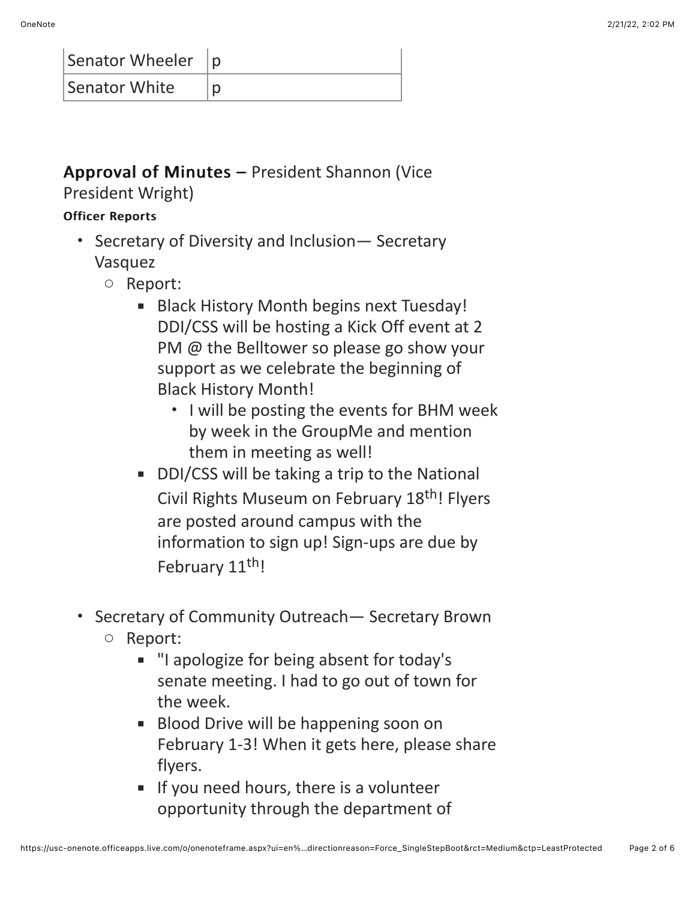| | |
|---|---|
| Senator Wheeler | p |
| Senator White | p |

**Approval of Minutes –** President Shannon (Vice President Wright)

**Officer Reports**

- Secretary of Diversity and Inclusion— Secretary Vasquez
  - Report:
    - Black History Month begins next Tuesday! DDI/CSS will be hosting a Kick Off event at 2 PM @ the Belltower so please go show your support as we celebrate the beginning of Black History Month!
      - I will be posting the events for BHM week by week in the GroupMe and mention them in meeting as well!
    - DDI/CSS will be taking a trip to the National Civil Rights Museum on February 18th! Flyers are posted around campus with the information to sign up! Sign-ups are due by February 11th!

- Secretary of Community Outreach— Secretary Brown
  - Report:
    - "I apologize for being absent for today's senate meeting. I had to go out of town for the week.
    - Blood Drive will be happening soon on February 1-3! When it gets here, please share flyers.
    - If you need hours, there is a volunteer opportunity through the department of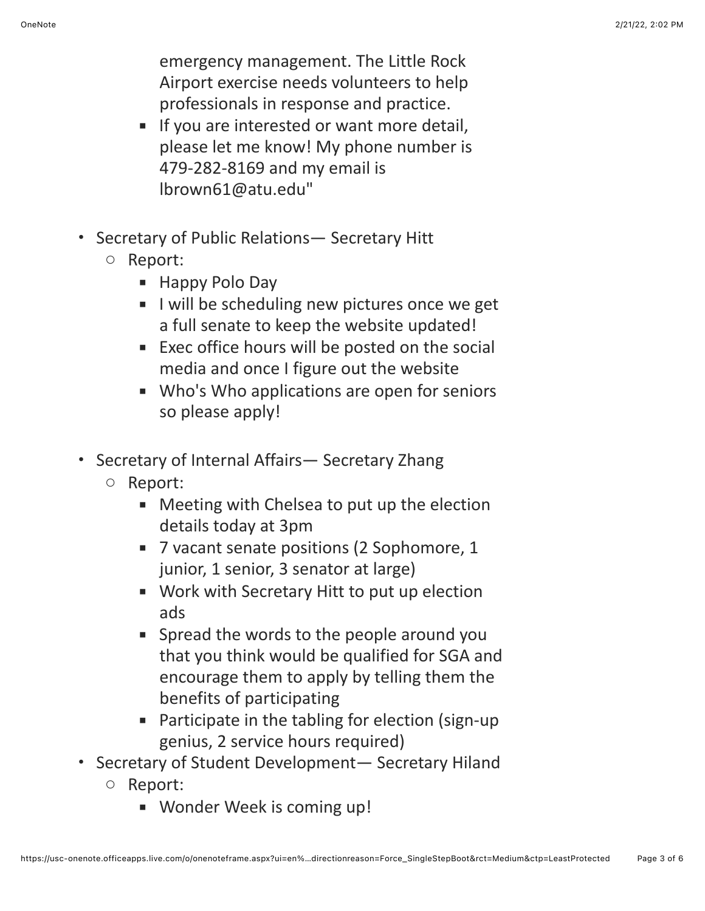emergency management. The Little Rock Airport exercise needs volunteers to help professionals in response and practice.

        - If you are interested or want more detail, please let me know! My phone number is 479-282-8169 and my email is lbrown61@atu.edu"

- Secretary of Public Relations— Secretary Hitt
    - Report:
        - Happy Polo Day
        - I will be scheduling new pictures once we get a full senate to keep the website updated!
        - Exec office hours will be posted on the social media and once I figure out the website
        - Who's Who applications are open for seniors so please apply!

- Secretary of Internal Affairs— Secretary Zhang
    - Report:
        - Meeting with Chelsea to put up the election details today at 3pm
        - 7 vacant senate positions (2 Sophomore, 1 junior, 1 senior, 3 senator at large)
        - Work with Secretary Hitt to put up election ads
        - Spread the words to the people around you that you think would be qualified for SGA and encourage them to apply by telling them the benefits of participating
        - Participate in the tabling for election (sign-up genius, 2 service hours required)
- Secretary of Student Development— Secretary Hiland
    - Report:
        - Wonder Week is coming up!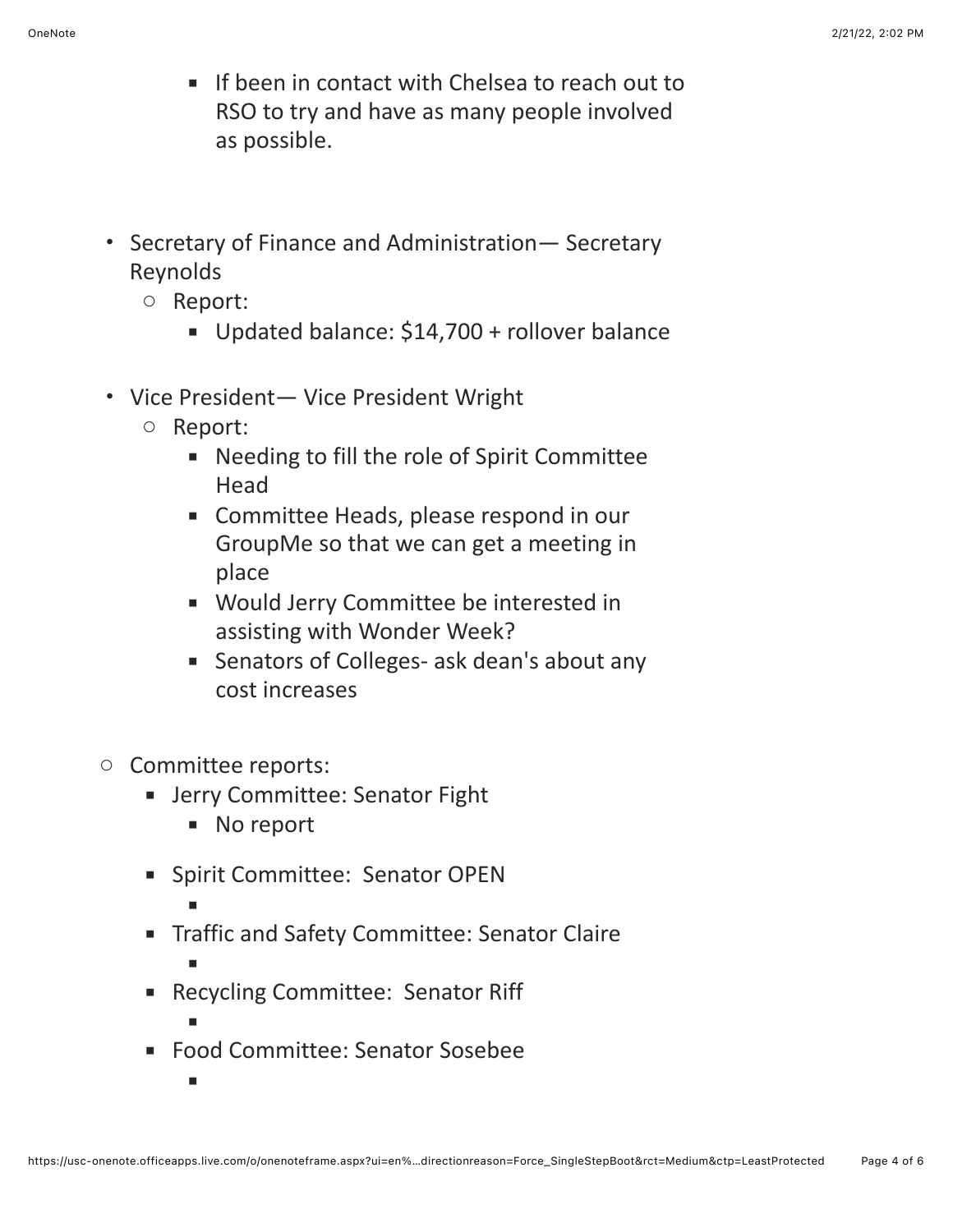- If been in contact with Chelsea to reach out to RSO to try and have as many people involved as possible.

- Secretary of Finance and Administration— Secretary Reynolds
  - Report:
    - Updated balance: $14,700 + rollover balance

- Vice President— Vice President Wright
  - Report:
    - Needing to fill the role of Spirit Committee Head
    - Committee Heads, please respond in our GroupMe so that we can get a meeting in place
    - Would Jerry Committee be interested in assisting with Wonder Week?
    - Senators of Colleges- ask dean's about any cost increases

- Committee reports:
  - Jerry Committee: Senator Fight
    - No report
  - Spirit Committee: Senator OPEN
    -
  - Traffic and Safety Committee: Senator Claire
    -
  - Recycling Committee: Senator Riff
    -
  - Food Committee: Senator Sosebee
    -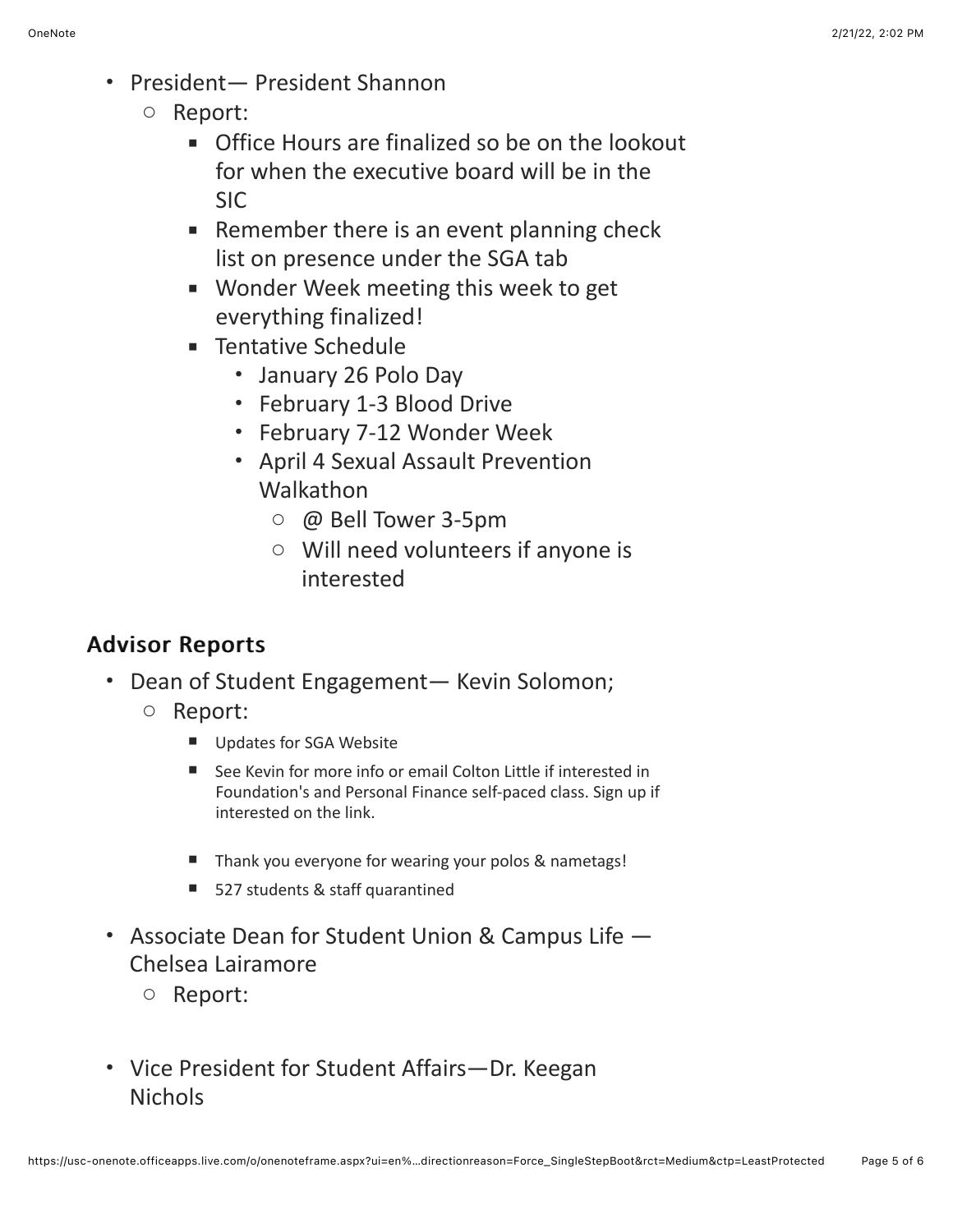- President— President Shannon
  - Report:
    - Office Hours are finalized so be on the lookout for when the executive board will be in the SIC
    - Remember there is an event planning check list on presence under the SGA tab
    - Wonder Week meeting this week to get everything finalized!
    - Tentative Schedule
      - January 26 Polo Day
      - February 1-3 Blood Drive
      - February 7-12 Wonder Week
      - April 4 Sexual Assault Prevention Walkathon
        - @ Bell Tower 3-5pm
        - Will need volunteers if anyone is interested

## Advisor Reports

- Dean of Student Engagement— Kevin Solomon;
  - Report:
    - Updates for SGA Website
    - See Kevin for more info or email Colton Little if interested in Foundation's and Personal Finance self-paced class. Sign up if interested on the link.
    - Thank you everyone for wearing your polos & nametags!
    - 527 students & staff quarantined
- Associate Dean for Student Union & Campus Life — Chelsea Lairamore
  - Report:
- Vice President for Student Affairs—Dr. Keegan Nichols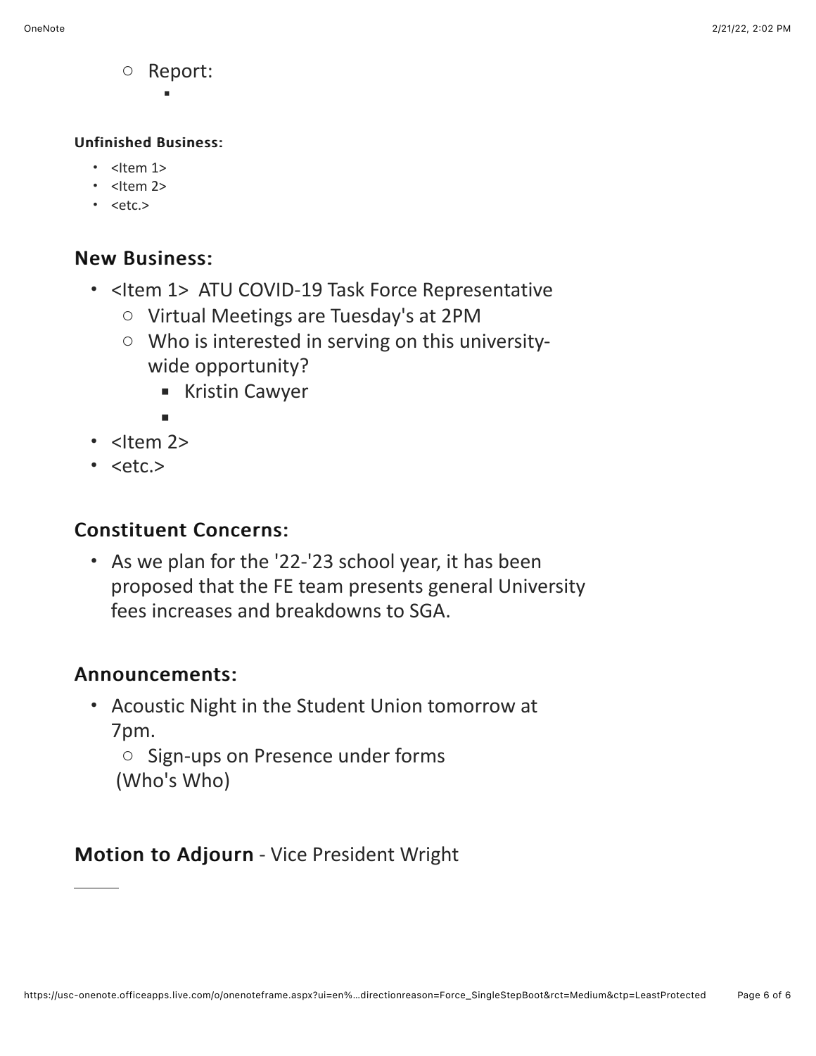- Report:
  - 

**Unfinished Business:**

- <Item 1>
- <Item 2>
- <etc.>

## New Business:

- <Item 1> ATU COVID-19 Task Force Representative
  - Virtual Meetings are Tuesday's at 2PM
  - Who is interested in serving on this university-wide opportunity?
    - Kristin Cawyer
    - 
- <Item 2>
- <etc.>

## Constituent Concerns:

- As we plan for the '22-'23 school year, it has been proposed that the FE team presents general University fees increases and breakdowns to SGA.

## Announcements:

- Acoustic Night in the Student Union tomorrow at 7pm.
  - Sign-ups on Presence under forms
  
  (Who's Who)

**Motion to Adjourn** - Vice President Wright